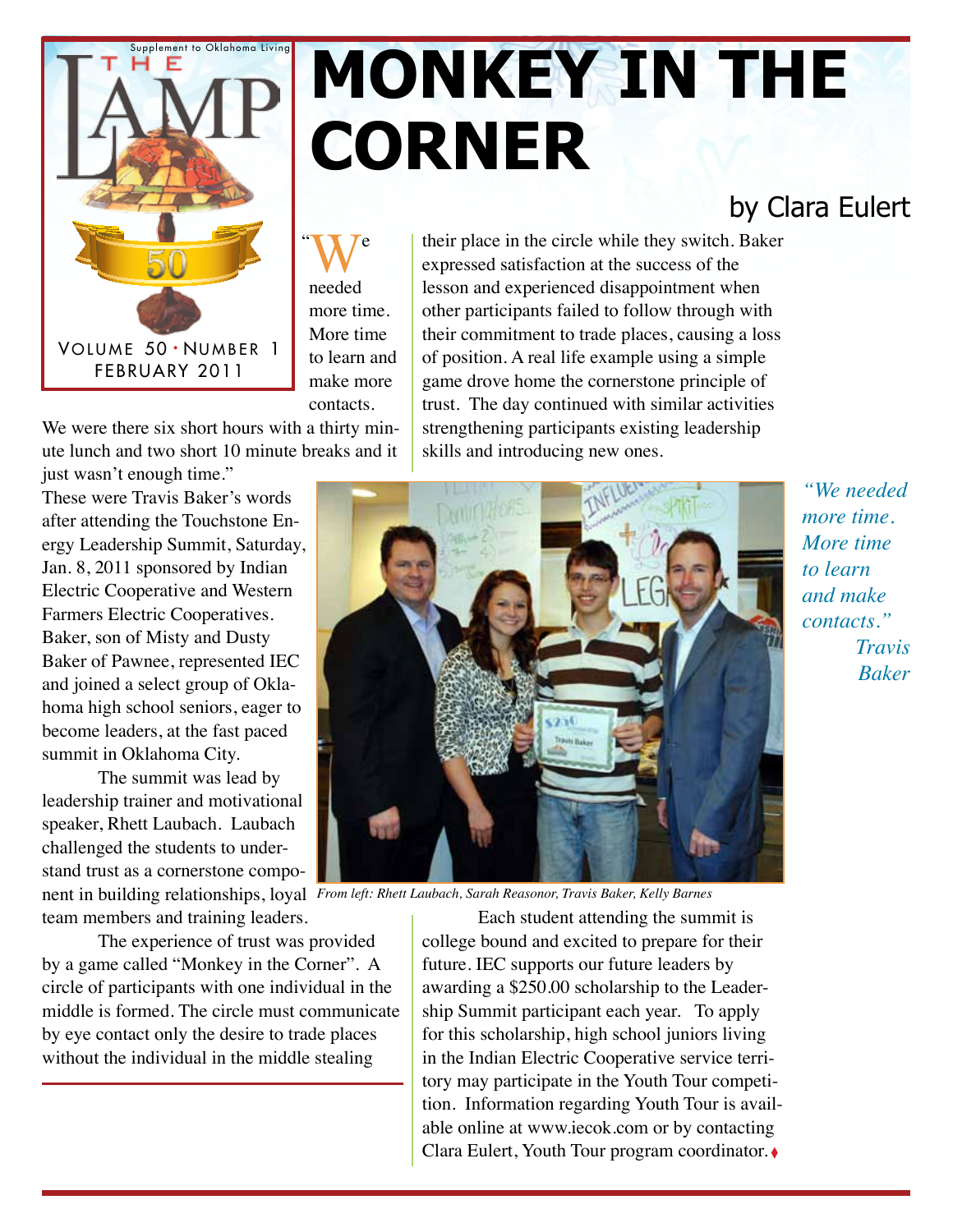# MONKEY IN THE CORNER

by Clara Eulert

"We needed more time. More time to learn and make more contacts. We were there six short hours with a thirty minute lunch and two short 10 minute breaks and it just wasn't enough time."

These were Travis Baker's words after attending the Touchstone Energy Leadership Summit, Saturday, Jan. 8, 2011 sponsored by Indian Electric Cooperative and Western Farmers Electric Cooperatives. Baker, son of Misty and Dusty Baker of Pawnee, represented IEC and joined a select group of Oklahoma high school seniors, eager to become leaders, at the fast paced summit in Oklahoma City.

The summit was lead by leadership trainer and motivational speaker, Rhett Laubach. Laubach challenged the students to understand trust as a cornerstone component in building relationships, loyal team members and training leaders.

The experience of trust was provided by a game called "Monkey in the Corner". A circle of participants with one individual in the middle is formed. The circle must communicate by eye contact only the desire to trade places without the individual in the middle stealing their place in the circle while they switch. Baker expressed satisfaction at the success of the lesson and experienced disappointment when other participants failed to follow through with their commitment to trade places, causing a loss of position. A real life example using a simple game drove home the cornerstone principle of trust. The day continued with similar activities strengthening participants existing leadership skills and introducing new ones.

*"We needed more time. More time to learn and make contacts." Travis Baker*

*From left: Rhett Laubach, Sarah Reasonor, Travis Baker, Kelly Barnes*

Each student attending the summit is college bound and excited to prepare for their future. IEC supports our future leaders by awarding a $250.00 scholarship to the Leadership Summit participant each year. To apply for this scholarship, high school juniors living in the Indian Electric Cooperative service territory may participate in the Youth Tour competition. Information regarding Youth Tour is available online at www.iecok.com or by contacting Clara Eulert, Youth Tour program coordinator.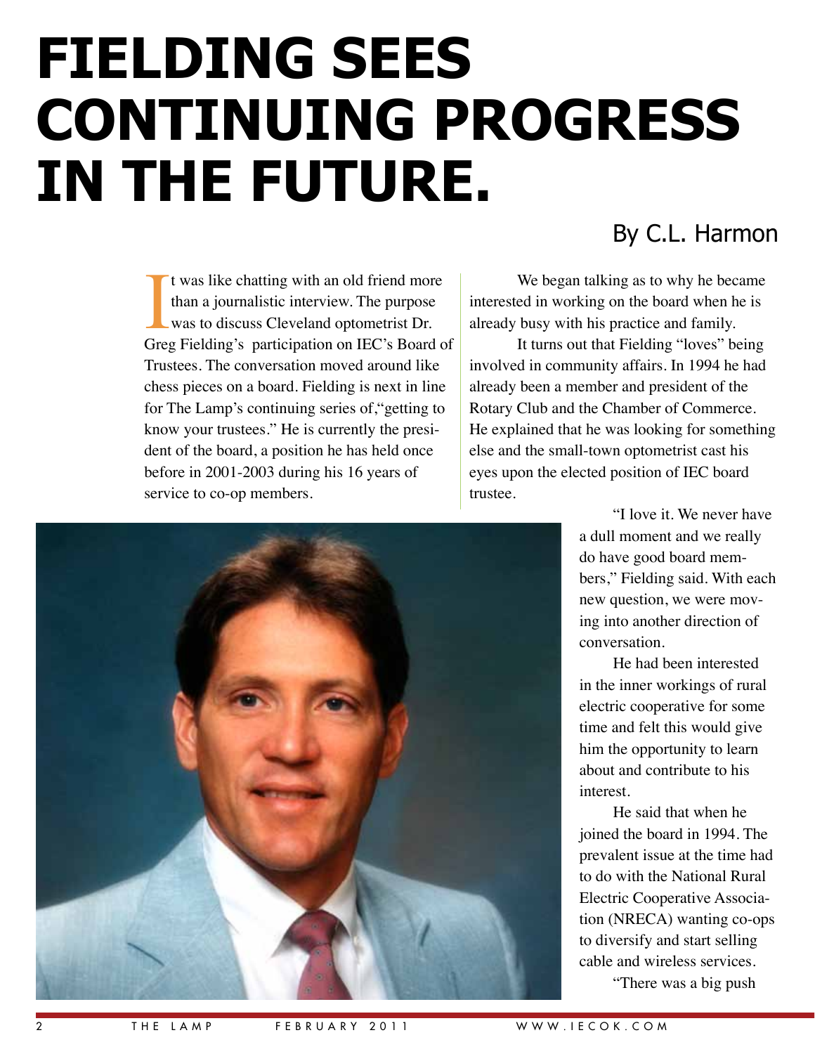# FIELDING SEES CONTINUING PROGRESS IN THE FUTURE.

By C.L. Harmon

It was like chatting with an old friend more than a journalistic interview. The purpose was to discuss Cleveland optometrist Dr. Greg Fielding's participation on IEC's Board of Trustees. The conversation moved around like chess pieces on a board. Fielding is next in line for The Lamp's continuing series of,"getting to know your trustees." He is currently the president of the board, a position he has held once before in 2001-2003 during his 16 years of service to co-op members.

We began talking as to why he became interested in working on the board when he is already busy with his practice and family.

It turns out that Fielding "loves" being involved in community affairs. In 1994 he had already been a member and president of the Rotary Club and the Chamber of Commerce. He explained that he was looking for something else and the small-town optometrist cast his eyes upon the elected position of IEC board trustee.

"I love it. We never have a dull moment and we really do have good board members," Fielding said. With each new question, we were moving into another direction of conversation.

He had been interested in the inner workings of rural electric cooperative for some time and felt this would give him the opportunity to learn about and contribute to his interest.

He said that when he joined the board in 1994. The prevalent issue at the time had to do with the National Rural Electric Cooperative Association (NRECA) wanting co-ops to diversify and start selling cable and wireless services.

"There was a big push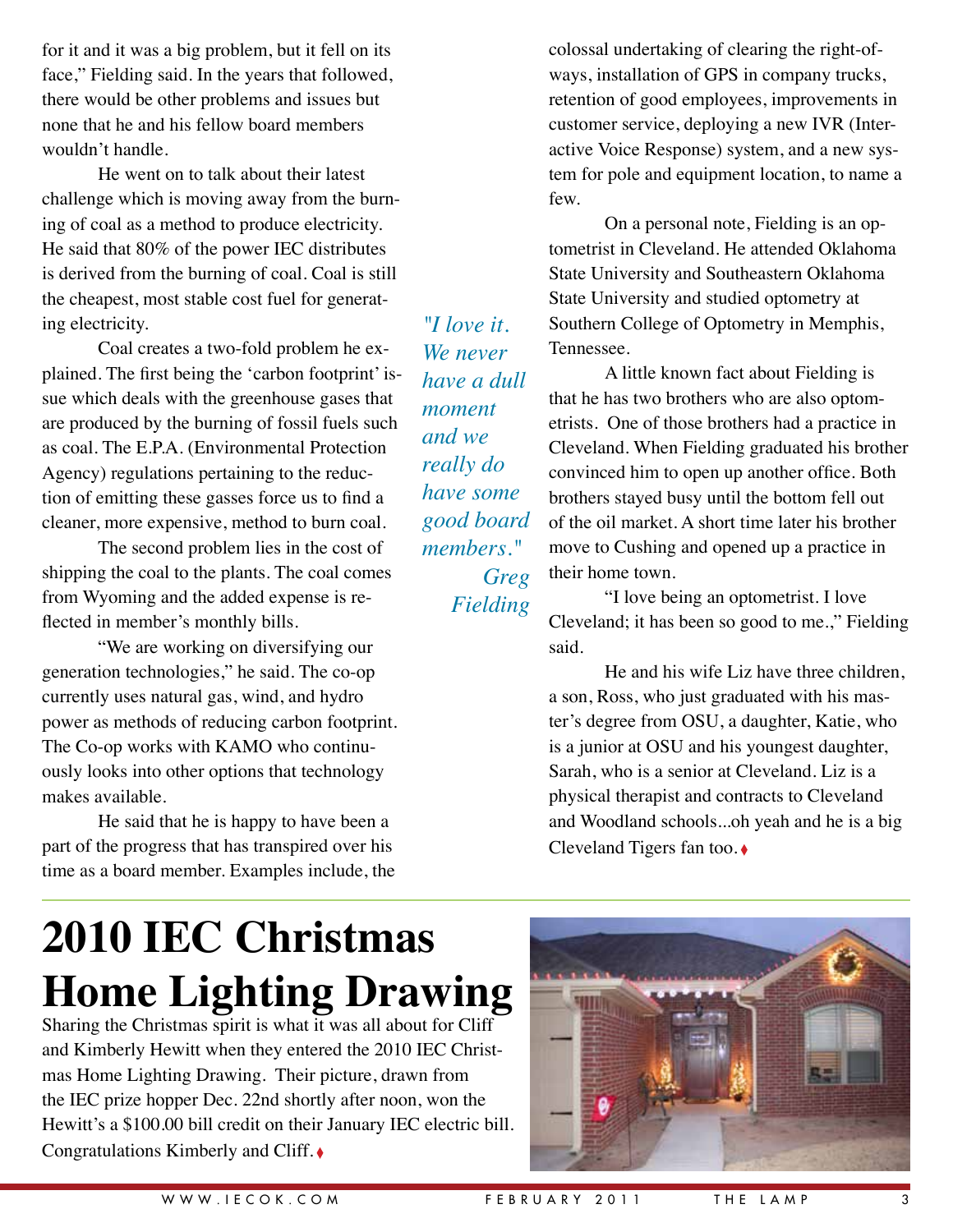for it and it was a big problem, but it fell on its face," Fielding said. In the years that followed, there would be other problems and issues but none that he and his fellow board members wouldn't handle.

He went on to talk about their latest challenge which is moving away from the burning of coal as a method to produce electricity. He said that 80% of the power IEC distributes is derived from the burning of coal. Coal is still the cheapest, most stable cost fuel for generating electricity.

Coal creates a two-fold problem he explained. The first being the 'carbon footprint' issue which deals with the greenhouse gases that are produced by the burning of fossil fuels such as coal. The E.P.A. (Environmental Protection Agency) regulations pertaining to the reduction of emitting these gasses force us to find a cleaner, more expensive, method to burn coal.

The second problem lies in the cost of shipping the coal to the plants. The coal comes from Wyoming and the added expense is reflected in member's monthly bills.

"We are working on diversifying our generation technologies," he said. The co-op currently uses natural gas, wind, and hydro power as methods of reducing carbon footprint. The Co-op works with KAMO who continuously looks into other options that technology makes available.

He said that he is happy to have been a part of the progress that has transpired over his time as a board member. Examples include, the colossal undertaking of clearing the right-of-ways, installation of GPS in company trucks, retention of good employees, improvements in customer service, deploying a new IVR (Interactive Voice Response) system, and a new system for pole and equipment location, to name a few.

*"I love it. We never have a dull moment and we really do have some good board members." Greg Fielding*

On a personal note, Fielding is an optometrist in Cleveland. He attended Oklahoma State University and Southeastern Oklahoma State University and studied optometry at Southern College of Optometry in Memphis, Tennessee.

A little known fact about Fielding is that he has two brothers who are also optometrists. One of those brothers had a practice in Cleveland. When Fielding graduated his brother convinced him to open up another office. Both brothers stayed busy until the bottom fell out of the oil market. A short time later his brother move to Cushing and opened up a practice in their home town.

"I love being an optometrist. I love Cleveland; it has been so good to me.," Fielding said.

He and his wife Liz have three children, a son, Ross, who just graduated with his master's degree from OSU, a daughter, Katie, who is a junior at OSU and his youngest daughter, Sarah, who is a senior at Cleveland. Liz is a physical therapist and contracts to Cleveland and Woodland schools...oh yeah and he is a big Cleveland Tigers fan too.

# 2010 IEC Christmas Home Lighting Drawing

Sharing the Christmas spirit is what it was all about for Cliff and Kimberly Hewitt when they entered the 2010 IEC Christmas Home Lighting Drawing. Their picture, drawn from the IEC prize hopper Dec. 22nd shortly after noon, won the Hewitt's a $100.00 bill credit on their January IEC electric bill. Congratulations Kimberly and Cliff.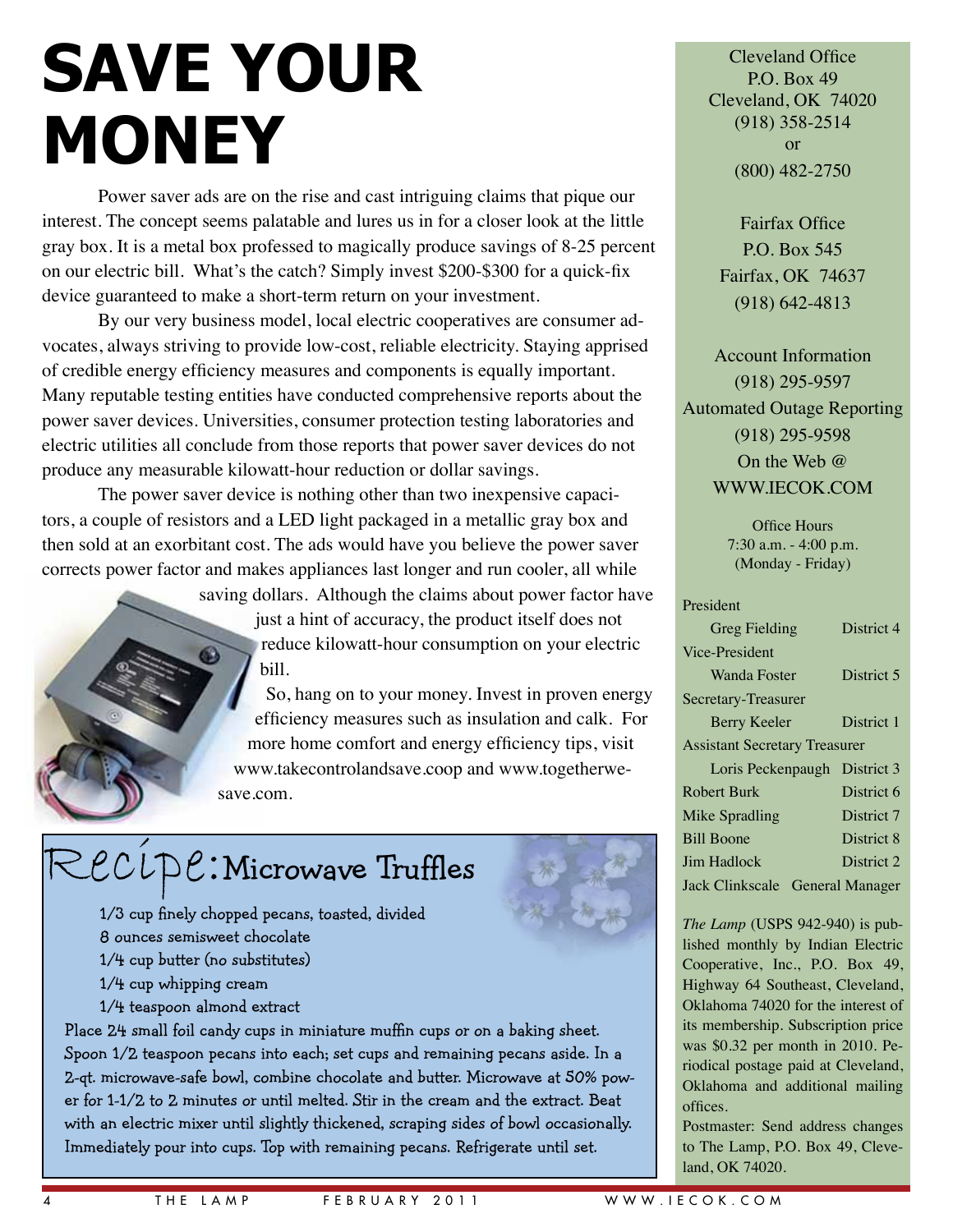# SAVE YOUR MONEY

Power saver ads are on the rise and cast intriguing claims that pique our interest. The concept seems palatable and lures us in for a closer look at the little gray box. It is a metal box professed to magically produce savings of 8-25 percent on our electric bill. What's the catch? Simply invest $200-$300 for a quick-fix device guaranteed to make a short-term return on your investment.

By our very business model, local electric cooperatives are consumer advocates, always striving to provide low-cost, reliable electricity. Staying apprised of credible energy efficiency measures and components is equally important. Many reputable testing entities have conducted comprehensive reports about the power saver devices. Universities, consumer protection testing laboratories and electric utilities all conclude from those reports that power saver devices do not produce any measurable kilowatt-hour reduction or dollar savings.

The power saver device is nothing other than two inexpensive capacitors, a couple of resistors and a LED light packaged in a metallic gray box and then sold at an exorbitant cost. The ads would have you believe the power saver corrects power factor and makes appliances last longer and run cooler, all while saving dollars. Although the claims about power factor have just a hint of accuracy, the product itself does not reduce kilowatt-hour consumption on your electric bill.

So, hang on to your money. Invest in proven energy efficiency measures such as insulation and calk. For more home comfort and energy efficiency tips, visit www.takecontrolandsave.coop and www.togetherwesave.com.

## Recipe: Microwave Truffles

- 1/3 cup finely chopped pecans, toasted, divided
- 8 ounces semisweet chocolate
- 1/4 cup butter (no substitutes)
- 1/4 cup whipping cream
- 1/4 teaspoon almond extract

Place 24 small foil candy cups in miniature muffin cups or on a baking sheet. Spoon 1/2 teaspoon pecans into each; set cups and remaining pecans aside. In a 2-qt. microwave-safe bowl, combine chocolate and butter. Microwave at 50% power for 1-1/2 to 2 minutes or until melted. Stir in the cream and the extract. Beat with an electric mixer until slightly thickened, scraping sides of bowl occasionally. Immediately pour into cups. Top with remaining pecans. Refrigerate until set.

---

Cleveland Office
P.O. Box 49
Cleveland, OK 74020
(918) 358-2514
or
(800) 482-2750

Fairfax Office
P.O. Box 545
Fairfax, OK 74637
(918) 642-4813

Account Information
(918) 295-9597
Automated Outage Reporting
(918) 295-9598
On the Web @
WWW.IECOK.COM

Office Hours
7:30 a.m. - 4:00 p.m.
(Monday - Friday)

President
Greg Fielding — District 4
Vice-President
Wanda Foster — District 5
Secretary-Treasurer
Berry Keeler — District 1
Assistant Secretary Treasurer
Loris Peckenpaugh — District 3
Robert Burk — District 6
Mike Spradling — District 7
Bill Boone — District 8
Jim Hadlock — District 2
Jack Clinkscale — General Manager

*The Lamp* (USPS 942-940) is published monthly by Indian Electric Cooperative, Inc., P.O. Box 49, Highway 64 Southeast, Cleveland, Oklahoma 74020 for the interest of its membership. Subscription price was $0.32 per month in 2010. Periodical postage paid at Cleveland, Oklahoma and additional mailing offices.

Postmaster: Send address changes to The Lamp, P.O. Box 49, Cleveland, OK 74020.